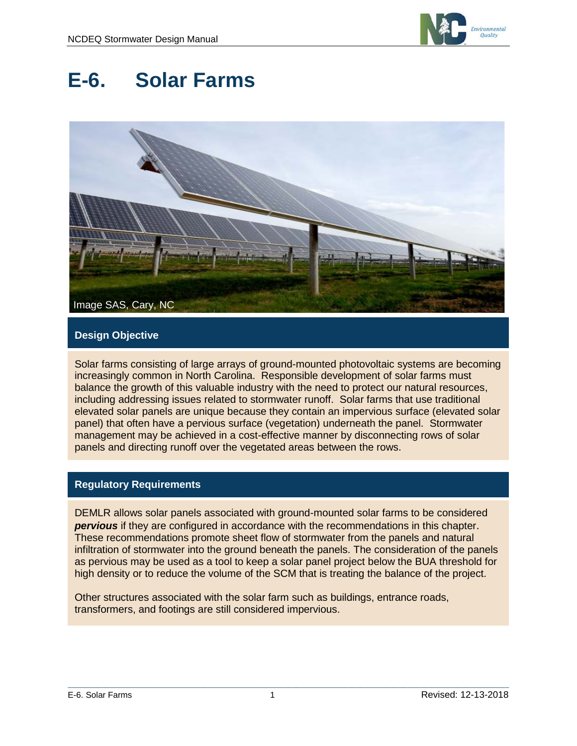# E-6. Solar Farms

Image SAS, Cary, NC

## Design Objective

Solar farms consisting of large arrays of ground-mounted photovoltaic systems are becoming increasingly common in North Carolina. Responsible development of solar farms must balance the growth of this valuable industry with the need to protect our natural resources, including addressing issues related to stormwater runoff. Solar farms that use traditional elevated solar panels are unique because they contain an impervious surface (elevated solar panel) that often have a pervious surface (vegetation) underneath the panel. Stormwater management may be achieved in a cost-effective manner by disconnecting rows of solar panels and directing runoff over the vegetated areas between the rows.

## Regulatory Requirements

DEMLR allows solar panels associated with ground-mounted solar farms to be considered ***pervious*** if they are configured in accordance with the recommendations in this chapter. These recommendations promote sheet flow of stormwater from the panels and natural infiltration of stormwater into the ground beneath the panels. The consideration of the panels as pervious may be used as a tool to keep a solar panel project below the BUA threshold for high density or to reduce the volume of the SCM that is treating the balance of the project.

Other structures associated with the solar farm such as buildings, entrance roads, transformers, and footings are still considered impervious.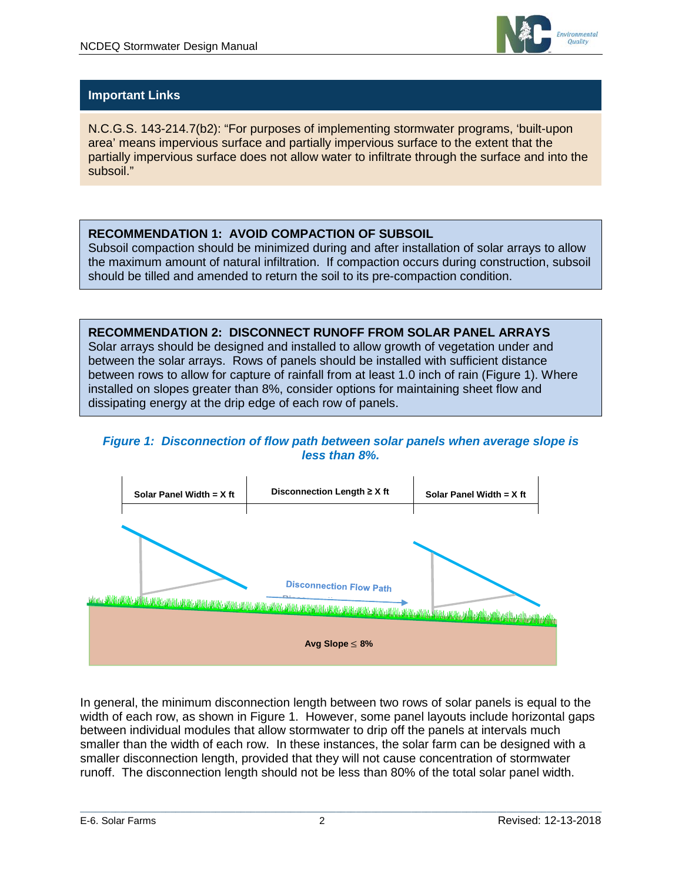## Important Links

N.C.G.S. 143-214.7(b2): "For purposes of implementing stormwater programs, 'built-upon area' means impervious surface and partially impervious surface to the extent that the partially impervious surface does not allow water to infiltrate through the surface and into the subsoil."

**RECOMMENDATION 1: AVOID COMPACTION OF SUBSOIL**
Subsoil compaction should be minimized during and after installation of solar arrays to allow the maximum amount of natural infiltration. If compaction occurs during construction, subsoil should be tilled and amended to return the soil to its pre-compaction condition.

**RECOMMENDATION 2: DISCONNECT RUNOFF FROM SOLAR PANEL ARRAYS**
Solar arrays should be designed and installed to allow growth of vegetation under and between the solar arrays. Rows of panels should be installed with sufficient distance between rows to allow for capture of rainfall from at least 1.0 inch of rain (Figure 1). Where installed on slopes greater than 8%, consider options for maintaining sheet flow and dissipating energy at the drip edge of each row of panels.

***Figure 1: Disconnection of flow path between solar panels when average slope is less than 8%.***

| Solar Panel Width = X ft | Disconnection Length ≥ X ft | Solar Panel Width = X ft |
|---|---|---|

Disconnection Flow Path

Avg Slope ≤ 8%

In general, the minimum disconnection length between two rows of solar panels is equal to the width of each row, as shown in Figure 1. However, some panel layouts include horizontal gaps between individual modules that allow stormwater to drip off the panels at intervals much smaller than the width of each row. In these instances, the solar farm can be designed with a smaller disconnection length, provided that they will not cause concentration of stormwater runoff. The disconnection length should not be less than 80% of the total solar panel width.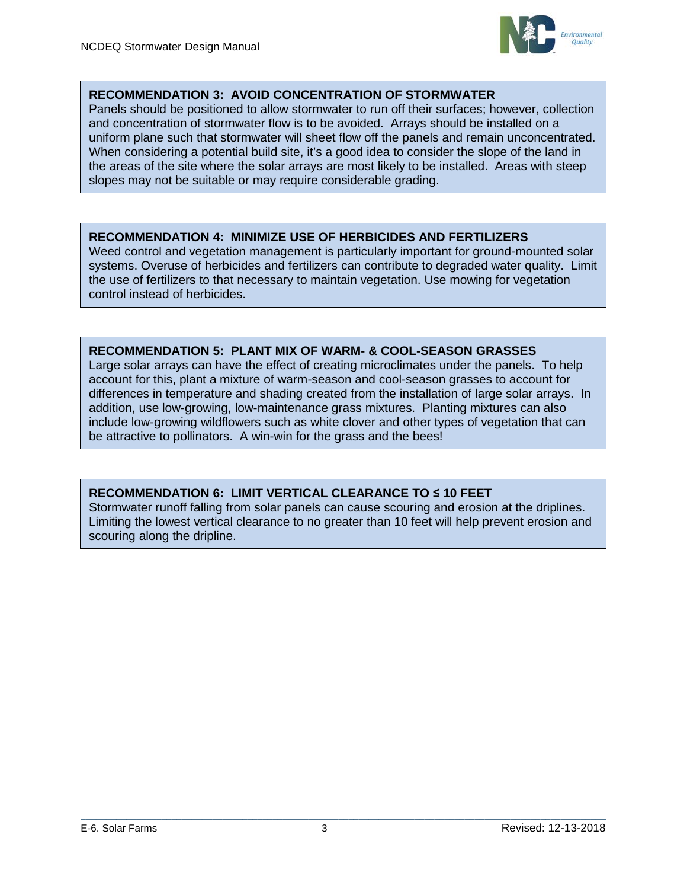**RECOMMENDATION 3: AVOID CONCENTRATION OF STORMWATER**

Panels should be positioned to allow stormwater to run off their surfaces; however, collection and concentration of stormwater flow is to be avoided. Arrays should be installed on a uniform plane such that stormwater will sheet flow off the panels and remain unconcentrated. When considering a potential build site, it's a good idea to consider the slope of the land in the areas of the site where the solar arrays are most likely to be installed. Areas with steep slopes may not be suitable or may require considerable grading.

**RECOMMENDATION 4: MINIMIZE USE OF HERBICIDES AND FERTILIZERS**

Weed control and vegetation management is particularly important for ground-mounted solar systems. Overuse of herbicides and fertilizers can contribute to degraded water quality. Limit the use of fertilizers to that necessary to maintain vegetation. Use mowing for vegetation control instead of herbicides.

**RECOMMENDATION 5: PLANT MIX OF WARM- & COOL-SEASON GRASSES**

Large solar arrays can have the effect of creating microclimates under the panels. To help account for this, plant a mixture of warm-season and cool-season grasses to account for differences in temperature and shading created from the installation of large solar arrays. In addition, use low-growing, low-maintenance grass mixtures. Planting mixtures can also include low-growing wildflowers such as white clover and other types of vegetation that can be attractive to pollinators. A win-win for the grass and the bees!

**RECOMMENDATION 6: LIMIT VERTICAL CLEARANCE TO ≤ 10 FEET**

Stormwater runoff falling from solar panels can cause scouring and erosion at the driplines. Limiting the lowest vertical clearance to no greater than 10 feet will help prevent erosion and scouring along the dripline.